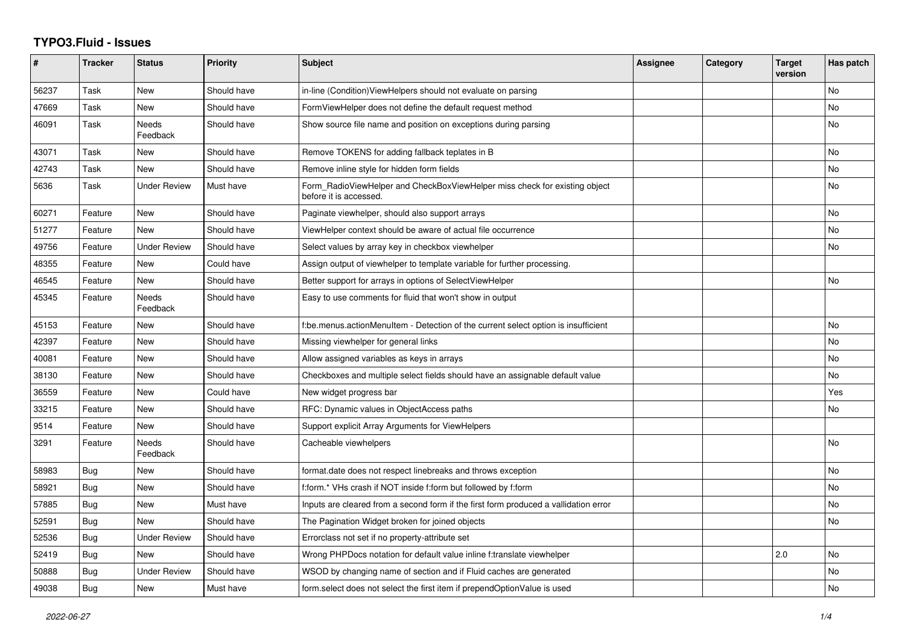# TYPO3.Fluid - Issues

| # | Tracker | Status | Priority | Subject | Assignee | Category | Target version | Has patch |
|---|---|---|---|---|---|---|---|---|
| 56237 | Task | New | Should have | in-line (Condition)ViewHelpers should not evaluate on parsing | | | | No |
| 47669 | Task | New | Should have | FormViewHelper does not define the default request method | | | | No |
| 46091 | Task | Needs Feedback | Should have | Show source file name and position on exceptions during parsing | | | | No |
| 43071 | Task | New | Should have | Remove TOKENS for adding fallback teplates in B | | | | No |
| 42743 | Task | New | Should have | Remove inline style for hidden form fields | | | | No |
| 5636 | Task | Under Review | Must have | Form_RadioViewHelper and CheckBoxViewHelper miss check for existing object before it is accessed. | | | | No |
| 60271 | Feature | New | Should have | Paginate viewhelper, should also support arrays | | | | No |
| 51277 | Feature | New | Should have | ViewHelper context should be aware of actual file occurrence | | | | No |
| 49756 | Feature | Under Review | Should have | Select values by array key in checkbox viewhelper | | | | No |
| 48355 | Feature | New | Could have | Assign output of viewhelper to template variable for further processing. | | | | |
| 46545 | Feature | New | Should have | Better support for arrays in options of SelectViewHelper | | | | No |
| 45345 | Feature | Needs Feedback | Should have | Easy to use comments for fluid that won't show in output | | | | |
| 45153 | Feature | New | Should have | f:be.menus.actionMenuItem - Detection of the current select option is insufficient | | | | No |
| 42397 | Feature | New | Should have | Missing viewhelper for general links | | | | No |
| 40081 | Feature | New | Should have | Allow assigned variables as keys in arrays | | | | No |
| 38130 | Feature | New | Should have | Checkboxes and multiple select fields should have an assignable default value | | | | No |
| 36559 | Feature | New | Could have | New widget progress bar | | | | Yes |
| 33215 | Feature | New | Should have | RFC: Dynamic values in ObjectAccess paths | | | | No |
| 9514 | Feature | New | Should have | Support explicit Array Arguments for ViewHelpers | | | | |
| 3291 | Feature | Needs Feedback | Should have | Cacheable viewhelpers | | | | No |
| 58983 | Bug | New | Should have | format.date does not respect linebreaks and throws exception | | | | No |
| 58921 | Bug | New | Should have | f:form.* VHs crash if NOT inside f:form but followed by f:form | | | | No |
| 57885 | Bug | New | Must have | Inputs are cleared from a second form if the first form produced a vallidation error | | | | No |
| 52591 | Bug | New | Should have | The Pagination Widget broken for joined objects | | | | No |
| 52536 | Bug | Under Review | Should have | Errorclass not set if no property-attribute set | | | | |
| 52419 | Bug | New | Should have | Wrong PHPDocs notation for default value inline f:translate viewhelper | | | 2.0 | No |
| 50888 | Bug | Under Review | Should have | WSOD by changing name of section and if Fluid caches are generated | | | | No |
| 49038 | Bug | New | Must have | form.select does not select the first item if prependOptionValue is used | | | | No |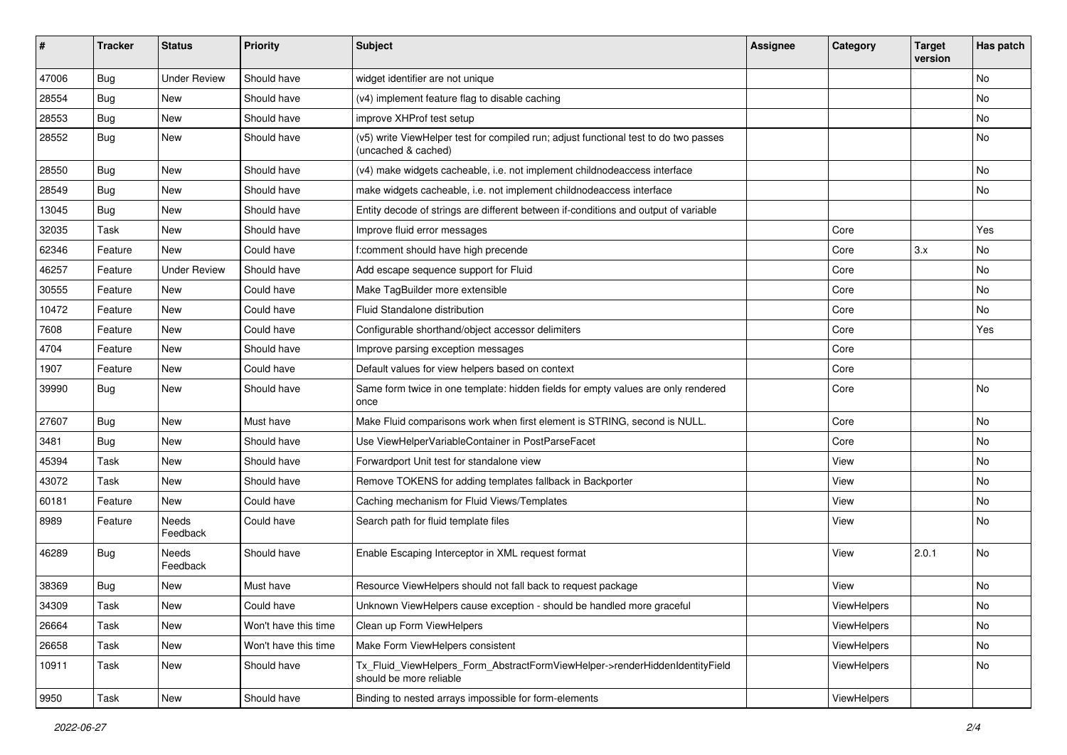| # | Tracker | Status | Priority | Subject | Assignee | Category | Target version | Has patch |
|---|---|---|---|---|---|---|---|---|
| 47006 | Bug | Under Review | Should have | widget identifier are not unique | | | | No |
| 28554 | Bug | New | Should have | (v4) implement feature flag to disable caching | | | | No |
| 28553 | Bug | New | Should have | improve XHProf test setup | | | | No |
| 28552 | Bug | New | Should have | (v5) write ViewHelper test for compiled run; adjust functional test to do two passes (uncached & cached) | | | | No |
| 28550 | Bug | New | Should have | (v4) make widgets cacheable, i.e. not implement childnodeaccess interface | | | | No |
| 28549 | Bug | New | Should have | make widgets cacheable, i.e. not implement childnodeaccess interface | | | | No |
| 13045 | Bug | New | Should have | Entity decode of strings are different between if-conditions and output of variable | | | | |
| 32035 | Task | New | Should have | Improve fluid error messages | | Core | | Yes |
| 62346 | Feature | New | Could have | f:comment should have high precende | | Core | 3.x | No |
| 46257 | Feature | Under Review | Should have | Add escape sequence support for Fluid | | Core | | No |
| 30555 | Feature | New | Could have | Make TagBuilder more extensible | | Core | | No |
| 10472 | Feature | New | Could have | Fluid Standalone distribution | | Core | | No |
| 7608 | Feature | New | Could have | Configurable shorthand/object accessor delimiters | | Core | | Yes |
| 4704 | Feature | New | Should have | Improve parsing exception messages | | Core | | |
| 1907 | Feature | New | Could have | Default values for view helpers based on context | | Core | | |
| 39990 | Bug | New | Should have | Same form twice in one template: hidden fields for empty values are only rendered once | | Core | | No |
| 27607 | Bug | New | Must have | Make Fluid comparisons work when first element is STRING, second is NULL. | | Core | | No |
| 3481 | Bug | New | Should have | Use ViewHelperVariableContainer in PostParseFacet | | Core | | No |
| 45394 | Task | New | Should have | Forwardport Unit test for standalone view | | View | | No |
| 43072 | Task | New | Should have | Remove TOKENS for adding templates fallback in Backporter | | View | | No |
| 60181 | Feature | New | Could have | Caching mechanism for Fluid Views/Templates | | View | | No |
| 8989 | Feature | Needs Feedback | Could have | Search path for fluid template files | | View | | No |
| 46289 | Bug | Needs Feedback | Should have | Enable Escaping Interceptor in XML request format | | View | 2.0.1 | No |
| 38369 | Bug | New | Must have | Resource ViewHelpers should not fall back to request package | | View | | No |
| 34309 | Task | New | Could have | Unknown ViewHelpers cause exception - should be handled more graceful | | ViewHelpers | | No |
| 26664 | Task | New | Won't have this time | Clean up Form ViewHelpers | | ViewHelpers | | No |
| 26658 | Task | New | Won't have this time | Make Form ViewHelpers consistent | | ViewHelpers | | No |
| 10911 | Task | New | Should have | Tx_Fluid_ViewHelpers_Form_AbstractFormViewHelper->renderHiddenIdentityField should be more reliable | | ViewHelpers | | No |
| 9950 | Task | New | Should have | Binding to nested arrays impossible for form-elements | | ViewHelpers | | |

2022-06-27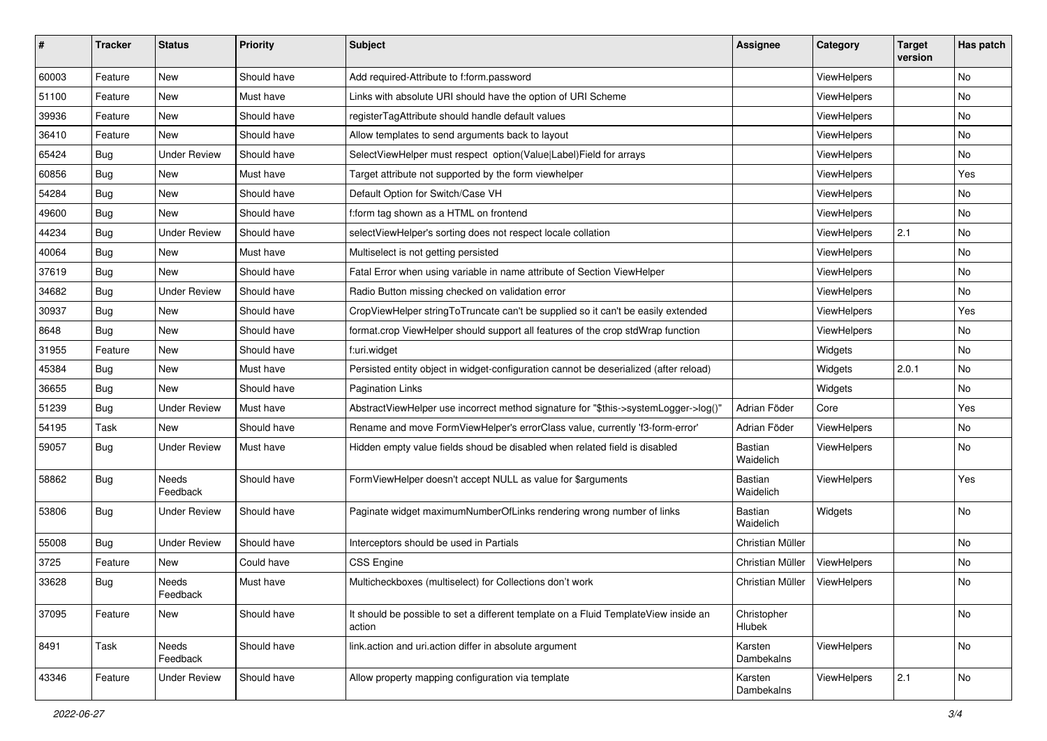| # | Tracker | Status | Priority | Subject | Assignee | Category | Target version | Has patch |
|---|---|---|---|---|---|---|---|---|
| 60003 | Feature | New | Should have | Add required-Attribute to f:form.password | | ViewHelpers | | No |
| 51100 | Feature | New | Must have | Links with absolute URI should have the option of URI Scheme | | ViewHelpers | | No |
| 39936 | Feature | New | Should have | registerTagAttribute should handle default values | | ViewHelpers | | No |
| 36410 | Feature | New | Should have | Allow templates to send arguments back to layout | | ViewHelpers | | No |
| 65424 | Bug | Under Review | Should have | SelectViewHelper must respect option(Value\|Label)Field for arrays | | ViewHelpers | | No |
| 60856 | Bug | New | Must have | Target attribute not supported by the form viewhelper | | ViewHelpers | | Yes |
| 54284 | Bug | New | Should have | Default Option for Switch/Case VH | | ViewHelpers | | No |
| 49600 | Bug | New | Should have | f:form tag shown as a HTML on frontend | | ViewHelpers | | No |
| 44234 | Bug | Under Review | Should have | selectViewHelper's sorting does not respect locale collation | | ViewHelpers | 2.1 | No |
| 40064 | Bug | New | Must have | Multiselect is not getting persisted | | ViewHelpers | | No |
| 37619 | Bug | New | Should have | Fatal Error when using variable in name attribute of Section ViewHelper | | ViewHelpers | | No |
| 34682 | Bug | Under Review | Should have | Radio Button missing checked on validation error | | ViewHelpers | | No |
| 30937 | Bug | New | Should have | CropViewHelper stringToTruncate can't be supplied so it can't be easily extended | | ViewHelpers | | Yes |
| 8648 | Bug | New | Should have | format.crop ViewHelper should support all features of the crop stdWrap function | | ViewHelpers | | No |
| 31955 | Feature | New | Should have | f:uri.widget | | Widgets | | No |
| 45384 | Bug | New | Must have | Persisted entity object in widget-configuration cannot be deserialized (after reload) | | Widgets | 2.0.1 | No |
| 36655 | Bug | New | Should have | Pagination Links | | Widgets | | No |
| 51239 | Bug | Under Review | Must have | AbstractViewHelper use incorrect method signature for "$this->systemLogger->log()" | Adrian Föder | Core | | Yes |
| 54195 | Task | New | Should have | Rename and move FormViewHelper's errorClass value, currently 'f3-form-error' | Adrian Föder | ViewHelpers | | No |
| 59057 | Bug | Under Review | Must have | Hidden empty value fields shoud be disabled when related field is disabled | Bastian Waidelich | ViewHelpers | | No |
| 58862 | Bug | Needs Feedback | Should have | FormViewHelper doesn't accept NULL as value for $arguments | Bastian Waidelich | ViewHelpers | | Yes |
| 53806 | Bug | Under Review | Should have | Paginate widget maximumNumberOfLinks rendering wrong number of links | Bastian Waidelich | Widgets | | No |
| 55008 | Bug | Under Review | Should have | Interceptors should be used in Partials | Christian Müller | | | No |
| 3725 | Feature | New | Could have | CSS Engine | Christian Müller | ViewHelpers | | No |
| 33628 | Bug | Needs Feedback | Must have | Multicheckboxes (multiselect) for Collections don't work | Christian Müller | ViewHelpers | | No |
| 37095 | Feature | New | Should have | It should be possible to set a different template on a Fluid TemplateView inside an action | Christopher Hlubek | | | No |
| 8491 | Task | Needs Feedback | Should have | link.action and uri.action differ in absolute argument | Karsten Dambekalns | ViewHelpers | | No |
| 43346 | Feature | Under Review | Should have | Allow property mapping configuration via template | Karsten Dambekalns | ViewHelpers | 2.1 | No |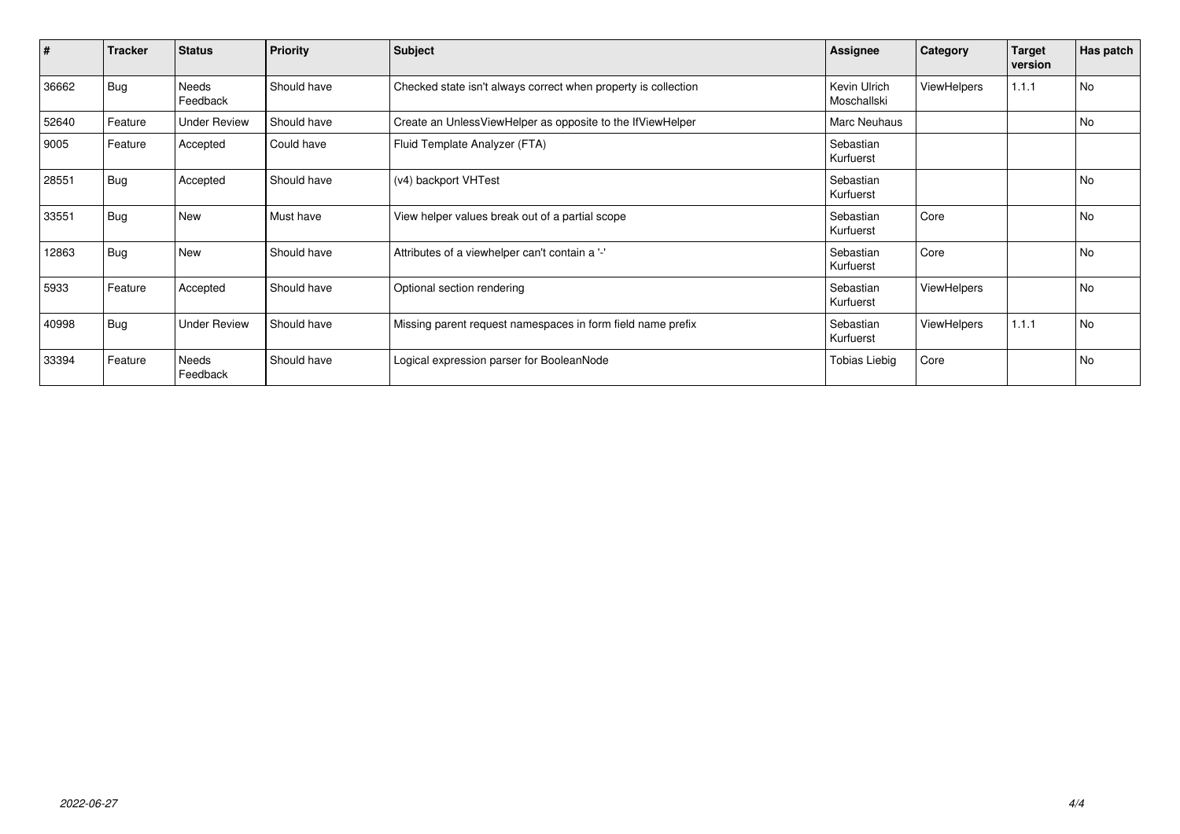| # | Tracker | Status | Priority | Subject | Assignee | Category | Target version | Has patch |
|---|---|---|---|---|---|---|---|---|
| 36662 | Bug | Needs Feedback | Should have | Checked state isn't always correct when property is collection | Kevin Ulrich Moschallski | ViewHelpers | 1.1.1 | No |
| 52640 | Feature | Under Review | Should have | Create an UnlessViewHelper as opposite to the IfViewHelper | Marc Neuhaus | | | No |
| 9005 | Feature | Accepted | Could have | Fluid Template Analyzer (FTA) | Sebastian Kurfuerst | | | |
| 28551 | Bug | Accepted | Should have | (v4) backport VHTest | Sebastian Kurfuerst | | | No |
| 33551 | Bug | New | Must have | View helper values break out of a partial scope | Sebastian Kurfuerst | Core | | No |
| 12863 | Bug | New | Should have | Attributes of a viewhelper can't contain a '-' | Sebastian Kurfuerst | Core | | No |
| 5933 | Feature | Accepted | Should have | Optional section rendering | Sebastian Kurfuerst | ViewHelpers | | No |
| 40998 | Bug | Under Review | Should have | Missing parent request namespaces in form field name prefix | Sebastian Kurfuerst | ViewHelpers | 1.1.1 | No |
| 33394 | Feature | Needs Feedback | Should have | Logical expression parser for BooleanNode | Tobias Liebig | Core | | No |